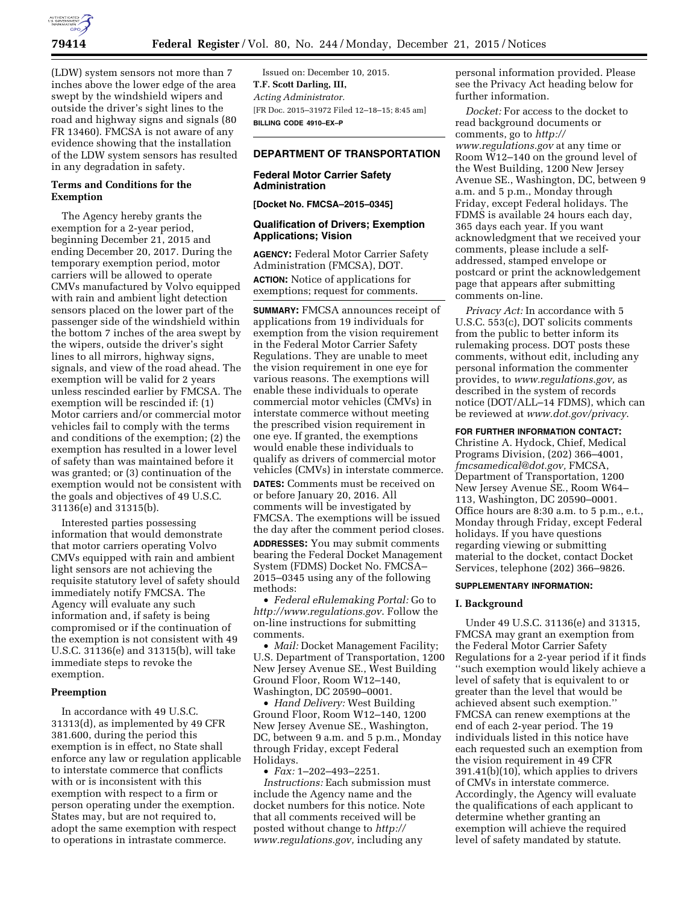(LDW) system sensors not more than 7 inches above the lower edge of the area swept by the windshield wipers and outside the driver's sight lines to the road and highway signs and signals (80 FR 13460). FMCSA is not aware of any evidence showing that the installation of the LDW system sensors has resulted in any degradation in safety.

### Terms and Conditions for the Exemption

The Agency hereby grants the exemption for a 2-year period, beginning December 21, 2015 and ending December 20, 2017. During the temporary exemption period, motor carriers will be allowed to operate CMVs manufactured by Volvo equipped with rain and ambient light detection sensors placed on the lower part of the passenger side of the windshield within the bottom 7 inches of the area swept by the wipers, outside the driver's sight lines to all mirrors, highway signs, signals, and view of the road ahead. The exemption will be valid for 2 years unless rescinded earlier by FMCSA. The exemption will be rescinded if: (1) Motor carriers and/or commercial motor vehicles fail to comply with the terms and conditions of the exemption; (2) the exemption has resulted in a lower level of safety than was maintained before it was granted; or (3) continuation of the exemption would not be consistent with the goals and objectives of 49 U.S.C. 31136(e) and 31315(b).

Interested parties possessing information that would demonstrate that motor carriers operating Volvo CMVs equipped with rain and ambient light sensors are not achieving the requisite statutory level of safety should immediately notify FMCSA. The Agency will evaluate any such information and, if safety is being compromised or if the continuation of the exemption is not consistent with 49 U.S.C. 31136(e) and 31315(b), will take immediate steps to revoke the exemption.

### Preemption

In accordance with 49 U.S.C. 31313(d), as implemented by 49 CFR 381.600, during the period this exemption is in effect, no State shall enforce any law or regulation applicable to interstate commerce that conflicts with or is inconsistent with this exemption with respect to a firm or person operating under the exemption. States may, but are not required to, adopt the same exemption with respect to operations in intrastate commerce.

Issued on: December 10, 2015.

**T.F. Scott Darling, III,**

*Acting Administrator.*

[FR Doc. 2015–31972 Filed 12–18–15; 8:45 am]

**BILLING CODE 4910–EX–P**

## DEPARTMENT OF TRANSPORTATION

### Federal Motor Carrier Safety Administration

**[Docket No. FMCSA–2015–0345]**

### Qualification of Drivers; Exemption Applications; Vision

**AGENCY:** Federal Motor Carrier Safety Administration (FMCSA), DOT.

**ACTION:** Notice of applications for exemptions; request for comments.

**SUMMARY:** FMCSA announces receipt of applications from 19 individuals for exemption from the vision requirement in the Federal Motor Carrier Safety Regulations. They are unable to meet the vision requirement in one eye for various reasons. The exemptions will enable these individuals to operate commercial motor vehicles (CMVs) in interstate commerce without meeting the prescribed vision requirement in one eye. If granted, the exemptions would enable these individuals to qualify as drivers of commercial motor vehicles (CMVs) in interstate commerce.

**DATES:** Comments must be received on or before January 20, 2016. All comments will be investigated by FMCSA. The exemptions will be issued the day after the comment period closes.

**ADDRESSES:** You may submit comments bearing the Federal Docket Management System (FDMS) Docket No. FMCSA–2015–0345 using any of the following methods:

- *Federal eRulemaking Portal:* Go to *http://www.regulations.gov*. Follow the on-line instructions for submitting comments.
- *Mail:* Docket Management Facility; U.S. Department of Transportation, 1200 New Jersey Avenue SE., West Building Ground Floor, Room W12–140, Washington, DC 20590–0001.
- *Hand Delivery:* West Building Ground Floor, Room W12–140, 1200 New Jersey Avenue SE., Washington, DC, between 9 a.m. and 5 p.m., Monday through Friday, except Federal Holidays.
- *Fax:* 1–202–493–2251.

*Instructions:* Each submission must include the Agency name and the docket numbers for this notice. Note that all comments received will be posted without change to *http://www.regulations.gov,* including any personal information provided. Please see the Privacy Act heading below for further information.

*Docket:* For access to the docket to read background documents or comments, go to *http://www.regulations.gov* at any time or Room W12–140 on the ground level of the West Building, 1200 New Jersey Avenue SE., Washington, DC, between 9 a.m. and 5 p.m., Monday through Friday, except Federal holidays. The FDMS is available 24 hours each day, 365 days each year. If you want acknowledgment that we received your comments, please include a self-addressed, stamped envelope or postcard or print the acknowledgement page that appears after submitting comments on-line.

*Privacy Act:* In accordance with 5 U.S.C. 553(c), DOT solicits comments from the public to better inform its rulemaking process. DOT posts these comments, without edit, including any personal information the commenter provides, to *www.regulations.gov,* as described in the system of records notice (DOT/ALL–14 FDMS), which can be reviewed at *www.dot.gov/privacy*.

**FOR FURTHER INFORMATION CONTACT:** Christine A. Hydock, Chief, Medical Programs Division, (202) 366–4001, *fmcsamedical@dot.gov,* FMCSA, Department of Transportation, 1200 New Jersey Avenue SE., Room W64–113, Washington, DC 20590–0001. Office hours are 8:30 a.m. to 5 p.m., e.t., Monday through Friday, except Federal holidays. If you have questions regarding viewing or submitting material to the docket, contact Docket Services, telephone (202) 366–9826.

**SUPPLEMENTARY INFORMATION:**

### I. Background

Under 49 U.S.C. 31136(e) and 31315, FMCSA may grant an exemption from the Federal Motor Carrier Safety Regulations for a 2-year period if it finds "such exemption would likely achieve a level of safety that is equivalent to or greater than the level that would be achieved absent such exemption." FMCSA can renew exemptions at the end of each 2-year period. The 19 individuals listed in this notice have each requested such an exemption from the vision requirement in 49 CFR 391.41(b)(10), which applies to drivers of CMVs in interstate commerce. Accordingly, the Agency will evaluate the qualifications of each applicant to determine whether granting an exemption will achieve the required level of safety mandated by statute.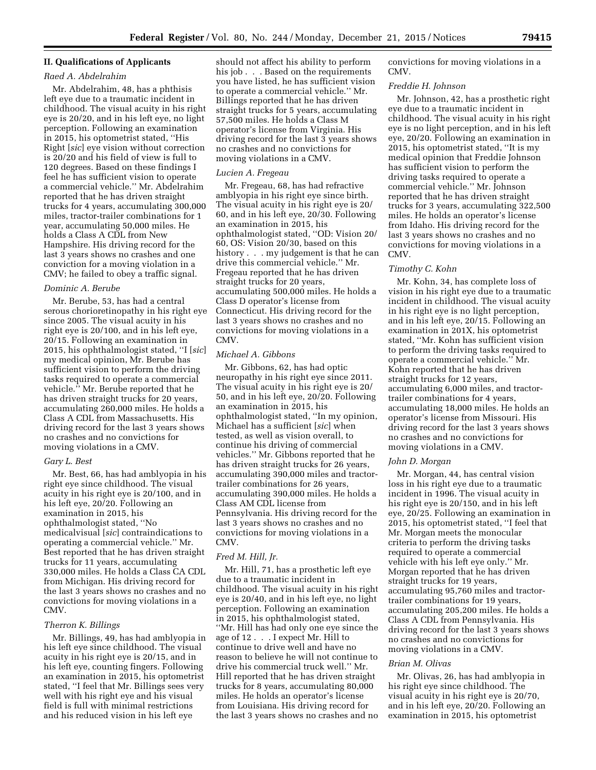## II. Qualifications of Applicants

### *Raed A. Abdelrahim*

Mr. Abdelrahim, 48, has a phthisis left eye due to a traumatic incident in childhood. The visual acuity in his right eye is 20/20, and in his left eye, no light perception. Following an examination in 2015, his optometrist stated, ''His Right [*sic*] eye vision without correction is 20/20 and his field of view is full to 120 degrees. Based on these findings I feel he has sufficient vision to operate a commercial vehicle.'' Mr. Abdelrahim reported that he has driven straight trucks for 4 years, accumulating 300,000 miles, tractor-trailer combinations for 1 year, accumulating 50,000 miles. He holds a Class A CDL from New Hampshire. His driving record for the last 3 years shows no crashes and one conviction for a moving violation in a CMV; he failed to obey a traffic signal.

### *Dominic A. Berube*

Mr. Berube, 53, has had a central serous chorioretinopathy in his right eye since 2005. The visual acuity in his right eye is 20/100, and in his left eye, 20/15. Following an examination in 2015, his ophthalmologist stated, ''I [*sic*] my medical opinion, Mr. Berube has sufficient vision to perform the driving tasks required to operate a commercial vehicle.'' Mr. Berube reported that he has driven straight trucks for 20 years, accumulating 260,000 miles. He holds a Class A CDL from Massachusetts. His driving record for the last 3 years shows no crashes and no convictions for moving violations in a CMV.

### *Gary L. Best*

Mr. Best, 66, has had amblyopia in his right eye since childhood. The visual acuity in his right eye is 20/100, and in his left eye, 20/20. Following an examination in 2015, his ophthalmologist stated, ''No medicalvisual [*sic*] contraindications to operating a commercial vehicle.'' Mr. Best reported that he has driven straight trucks for 11 years, accumulating 330,000 miles. He holds a Class CA CDL from Michigan. His driving record for the last 3 years shows no crashes and no convictions for moving violations in a CMV.

### *Therron K. Billings*

Mr. Billings, 49, has had amblyopia in his left eye since childhood. The visual acuity in his right eye is 20/15, and in his left eye, counting fingers. Following an examination in 2015, his optometrist stated, ''I feel that Mr. Billings sees very well with his right eye and his visual field is full with minimal restrictions and his reduced vision in his left eye should not affect his ability to perform his job . . . Based on the requirements you have listed, he has sufficient vision to operate a commercial vehicle.'' Mr. Billings reported that he has driven straight trucks for 5 years, accumulating 57,500 miles. He holds a Class M operator's license from Virginia. His driving record for the last 3 years shows no crashes and no convictions for moving violations in a CMV.

### *Lucien A. Fregeau*

Mr. Fregeau, 68, has had refractive amblyopia in his right eye since birth. The visual acuity in his right eye is 20/60, and in his left eye, 20/30. Following an examination in 2015, his ophthalmologist stated, ''OD: Vision 20/60, OS: Vision 20/30, based on this history . . . my judgement is that he can drive this commercial vehicle.'' Mr. Fregeau reported that he has driven straight trucks for 20 years, accumulating 500,000 miles. He holds a Class D operator's license from Connecticut. His driving record for the last 3 years shows no crashes and no convictions for moving violations in a CMV.

### *Michael A. Gibbons*

Mr. Gibbons, 62, has had optic neuropathy in his right eye since 2011. The visual acuity in his right eye is 20/50, and in his left eye, 20/20. Following an examination in 2015, his ophthalmologist stated, ''In my opinion, Michael has a sufficient [*sic*] when tested, as well as vision overall, to continue his driving of commercial vehicles.'' Mr. Gibbons reported that he has driven straight trucks for 26 years, accumulating 390,000 miles and tractor-trailer combinations for 26 years, accumulating 390,000 miles. He holds a Class AM CDL license from Pennsylvania. His driving record for the last 3 years shows no crashes and no convictions for moving violations in a CMV.

### *Fred M. Hill, Jr.*

Mr. Hill, 71, has a prosthetic left eye due to a traumatic incident in childhood. The visual acuity in his right eye is 20/40, and in his left eye, no light perception. Following an examination in 2015, his ophthalmologist stated, ''Mr. Hill has had only one eye since the age of 12 . . . I expect Mr. Hill to continue to drive well and have no reason to believe he will not continue to drive his commercial truck well.'' Mr. Hill reported that he has driven straight trucks for 8 years, accumulating 80,000 miles. He holds an operator's license from Louisiana. His driving record for the last 3 years shows no crashes and no convictions for moving violations in a CMV.

### *Freddie H. Johnson*

Mr. Johnson, 42, has a prosthetic right eye due to a traumatic incident in childhood. The visual acuity in his right eye is no light perception, and in his left eye, 20/20. Following an examination in 2015, his optometrist stated, ''It is my medical opinion that Freddie Johnson has sufficient vision to perform the driving tasks required to operate a commercial vehicle.'' Mr. Johnson reported that he has driven straight trucks for 3 years, accumulating 322,500 miles. He holds an operator's license from Idaho. His driving record for the last 3 years shows no crashes and no convictions for moving violations in a CMV.

### *Timothy C. Kohn*

Mr. Kohn, 34, has complete loss of vision in his right eye due to a traumatic incident in childhood. The visual acuity in his right eye is no light perception, and in his left eye, 20/15. Following an examination in 201X, his optometrist stated, ''Mr. Kohn has sufficient vision to perform the driving tasks required to operate a commercial vehicle.'' Mr. Kohn reported that he has driven straight trucks for 12 years, accumulating 6,000 miles, and tractor-trailer combinations for 4 years, accumulating 18,000 miles. He holds an operator's license from Missouri. His driving record for the last 3 years shows no crashes and no convictions for moving violations in a CMV.

### *John D. Morgan*

Mr. Morgan, 44, has central vision loss in his right eye due to a traumatic incident in 1996. The visual acuity in his right eye is 20/150, and in his left eye, 20/25. Following an examination in 2015, his optometrist stated, ''I feel that Mr. Morgan meets the monocular criteria to perform the driving tasks required to operate a commercial vehicle with his left eye only.'' Mr. Morgan reported that he has driven straight trucks for 19 years, accumulating 95,760 miles and tractor-trailer combinations for 19 years, accumulating 205,200 miles. He holds a Class A CDL from Pennsylvania. His driving record for the last 3 years shows no crashes and no convictions for moving violations in a CMV.

### *Brian M. Olivas*

Mr. Olivas, 26, has had amblyopia in his right eye since childhood. The visual acuity in his right eye is 20/70, and in his left eye, 20/20. Following an examination in 2015, his optometrist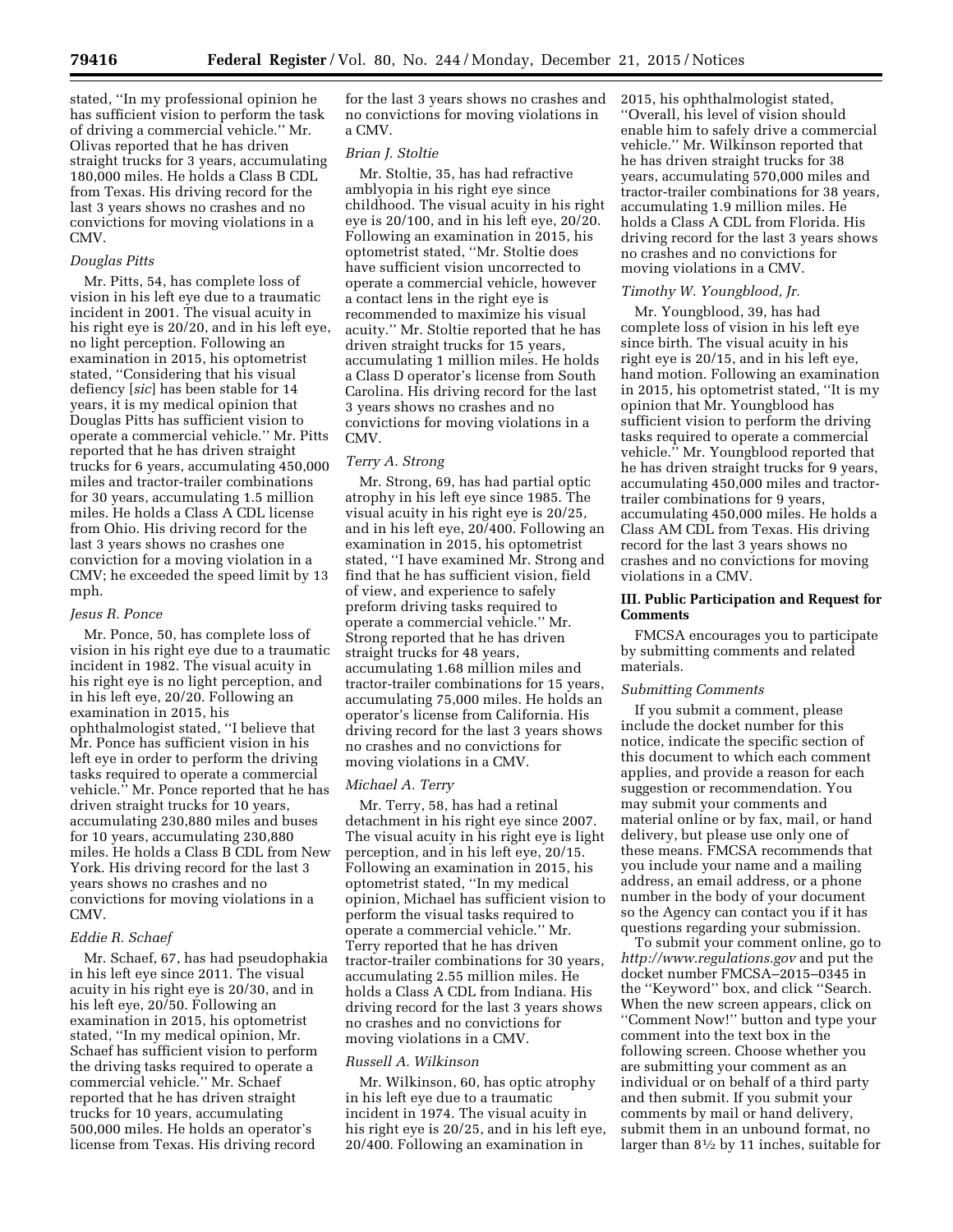stated, ''In my professional opinion he has sufficient vision to perform the task of driving a commercial vehicle.'' Mr. Olivas reported that he has driven straight trucks for 3 years, accumulating 180,000 miles. He holds a Class B CDL from Texas. His driving record for the last 3 years shows no crashes and no convictions for moving violations in a CMV.

*Douglas Pitts*

Mr. Pitts, 54, has complete loss of vision in his left eye due to a traumatic incident in 2001. The visual acuity in his right eye is 20/20, and in his left eye, no light perception. Following an examination in 2015, his optometrist stated, ''Considering that his visual defiency [*sic*] has been stable for 14 years, it is my medical opinion that Douglas Pitts has sufficient vision to operate a commercial vehicle.'' Mr. Pitts reported that he has driven straight trucks for 6 years, accumulating 450,000 miles and tractor-trailer combinations for 30 years, accumulating 1.5 million miles. He holds a Class A CDL license from Ohio. His driving record for the last 3 years shows no crashes one conviction for a moving violation in a CMV; he exceeded the speed limit by 13 mph.

*Jesus R. Ponce*

Mr. Ponce, 50, has complete loss of vision in his right eye due to a traumatic incident in 1982. The visual acuity in his right eye is no light perception, and in his left eye, 20/20. Following an examination in 2015, his ophthalmologist stated, ''I believe that Mr. Ponce has sufficient vision in his left eye in order to perform the driving tasks required to operate a commercial vehicle.'' Mr. Ponce reported that he has driven straight trucks for 10 years, accumulating 230,880 miles and buses for 10 years, accumulating 230,880 miles. He holds a Class B CDL from New York. His driving record for the last 3 years shows no crashes and no convictions for moving violations in a CMV.

*Eddie R. Schaef*

Mr. Schaef, 67, has had pseudophakia in his left eye since 2011. The visual acuity in his right eye is 20/30, and in his left eye, 20/50. Following an examination in 2015, his optometrist stated, ''In my medical opinion, Mr. Schaef has sufficient vision to perform the driving tasks required to operate a commercial vehicle.'' Mr. Schaef reported that he has driven straight trucks for 10 years, accumulating 500,000 miles. He holds an operator's license from Texas. His driving record for the last 3 years shows no crashes and no convictions for moving violations in a CMV.

*Brian J. Stoltie*

Mr. Stoltie, 35, has had refractive amblyopia in his right eye since childhood. The visual acuity in his right eye is 20/100, and in his left eye, 20/20. Following an examination in 2015, his optometrist stated, ''Mr. Stoltie does have sufficient vision uncorrected to operate a commercial vehicle, however a contact lens in the right eye is recommended to maximize his visual acuity.'' Mr. Stoltie reported that he has driven straight trucks for 15 years, accumulating 1 million miles. He holds a Class D operator's license from South Carolina. His driving record for the last 3 years shows no crashes and no convictions for moving violations in a CMV.

*Terry A. Strong*

Mr. Strong, 69, has had partial optic atrophy in his left eye since 1985. The visual acuity in his right eye is 20/25, and in his left eye, 20/400. Following an examination in 2015, his optometrist stated, ''I have examined Mr. Strong and find that he has sufficient vision, field of view, and experience to safely preform driving tasks required to operate a commercial vehicle.'' Mr. Strong reported that he has driven straight trucks for 48 years, accumulating 1.68 million miles and tractor-trailer combinations for 15 years, accumulating 75,000 miles. He holds an operator's license from California. His driving record for the last 3 years shows no crashes and no convictions for moving violations in a CMV.

*Michael A. Terry*

Mr. Terry, 58, has had a retinal detachment in his right eye since 2007. The visual acuity in his right eye is light perception, and in his left eye, 20/15. Following an examination in 2015, his optometrist stated, ''In my medical opinion, Michael has sufficient vision to perform the visual tasks required to operate a commercial vehicle.'' Mr. Terry reported that he has driven tractor-trailer combinations for 30 years, accumulating 2.55 million miles. He holds a Class A CDL from Indiana. His driving record for the last 3 years shows no crashes and no convictions for moving violations in a CMV.

*Russell A. Wilkinson*

Mr. Wilkinson, 60, has optic atrophy in his left eye due to a traumatic incident in 1974. The visual acuity in his right eye is 20/25, and in his left eye, 20/400. Following an examination in 2015, his ophthalmologist stated, ''Overall, his level of vision should enable him to safely drive a commercial vehicle.'' Mr. Wilkinson reported that he has driven straight trucks for 38 years, accumulating 570,000 miles and tractor-trailer combinations for 38 years, accumulating 1.9 million miles. He holds a Class A CDL from Florida. His driving record for the last 3 years shows no crashes and no convictions for moving violations in a CMV.

*Timothy W. Youngblood, Jr.*

Mr. Youngblood, 39, has had complete loss of vision in his left eye since birth. The visual acuity in his right eye is 20/15, and in his left eye, hand motion. Following an examination in 2015, his optometrist stated, ''It is my opinion that Mr. Youngblood has sufficient vision to perform the driving tasks required to operate a commercial vehicle.'' Mr. Youngblood reported that he has driven straight trucks for 9 years, accumulating 450,000 miles and tractor-trailer combinations for 9 years, accumulating 450,000 miles. He holds a Class AM CDL from Texas. His driving record for the last 3 years shows no crashes and no convictions for moving violations in a CMV.

## III. Public Participation and Request for Comments

FMCSA encourages you to participate by submitting comments and related materials.

*Submitting Comments*

If you submit a comment, please include the docket number for this notice, indicate the specific section of this document to which each comment applies, and provide a reason for each suggestion or recommendation. You may submit your comments and material online or by fax, mail, or hand delivery, but please use only one of these means. FMCSA recommends that you include your name and a mailing address, an email address, or a phone number in the body of your document so the Agency can contact you if it has questions regarding your submission.

To submit your comment online, go to *http://www.regulations.gov* and put the docket number FMCSA–2015–0345 in the ''Keyword'' box, and click ''Search. When the new screen appears, click on ''Comment Now!'' button and type your comment into the text box in the following screen. Choose whether you are submitting your comment as an individual or on behalf of a third party and then submit. If you submit your comments by mail or hand delivery, submit them in an unbound format, no larger than 8½ by 11 inches, suitable for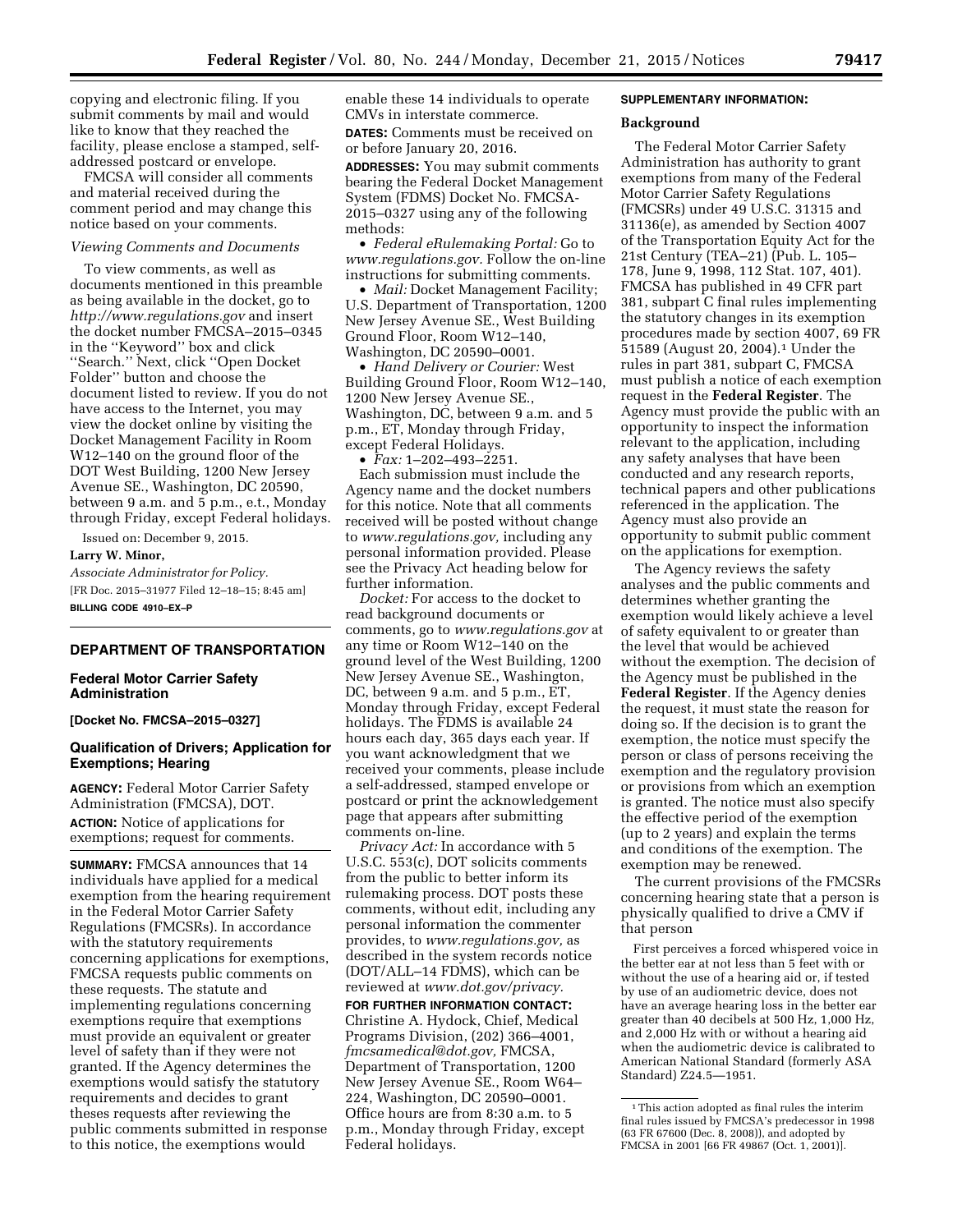copying and electronic filing. If you submit comments by mail and would like to know that they reached the facility, please enclose a stamped, self-addressed postcard or envelope.

FMCSA will consider all comments and material received during the comment period and may change this notice based on your comments.

*Viewing Comments and Documents*

To view comments, as well as documents mentioned in this preamble as being available in the docket, go to *http://www.regulations.gov* and insert the docket number FMCSA–2015–0345 in the ''Keyword'' box and click ''Search.'' Next, click ''Open Docket Folder'' button and choose the document listed to review. If you do not have access to the Internet, you may view the docket online by visiting the Docket Management Facility in Room W12–140 on the ground floor of the DOT West Building, 1200 New Jersey Avenue SE., Washington, DC 20590, between 9 a.m. and 5 p.m., e.t., Monday through Friday, except Federal holidays.

Issued on: December 9, 2015.

**Larry W. Minor,**

*Associate Administrator for Policy.*

[FR Doc. 2015–31977 Filed 12–18–15; 8:45 am]

**BILLING CODE 4910–EX–P**

---

## DEPARTMENT OF TRANSPORTATION

### Federal Motor Carrier Safety Administration

**[Docket No. FMCSA–2015–0327]**

### Qualification of Drivers; Application for Exemptions; Hearing

**AGENCY:** Federal Motor Carrier Safety Administration (FMCSA), DOT.

**ACTION:** Notice of applications for exemptions; request for comments.

**SUMMARY:** FMCSA announces that 14 individuals have applied for a medical exemption from the hearing requirement in the Federal Motor Carrier Safety Regulations (FMCSRs). In accordance with the statutory requirements concerning applications for exemptions, FMCSA requests public comments on these requests. The statute and implementing regulations concerning exemptions require that exemptions must provide an equivalent or greater level of safety than if they were not granted. If the Agency determines the exemptions would satisfy the statutory requirements and decides to grant theses requests after reviewing the public comments submitted in response to this notice, the exemptions would enable these 14 individuals to operate CMVs in interstate commerce.

**DATES:** Comments must be received on or before January 20, 2016.

**ADDRESSES:** You may submit comments bearing the Federal Docket Management System (FDMS) Docket No. FMCSA-2015–0327 using any of the following methods:

- *Federal eRulemaking Portal:* Go to *www.regulations.gov.* Follow the on-line instructions for submitting comments.
- *Mail:* Docket Management Facility; U.S. Department of Transportation, 1200 New Jersey Avenue SE., West Building Ground Floor, Room W12–140, Washington, DC 20590–0001.
- *Hand Delivery or Courier:* West Building Ground Floor, Room W12–140, 1200 New Jersey Avenue SE., Washington, DC, between 9 a.m. and 5 p.m., ET, Monday through Friday, except Federal Holidays.
- *Fax:* 1–202–493–2251.

Each submission must include the Agency name and the docket numbers for this notice. Note that all comments received will be posted without change to *www.regulations.gov,* including any personal information provided. Please see the Privacy Act heading below for further information.

*Docket:* For access to the docket to read background documents or comments, go to *www.regulations.gov* at any time or Room W12–140 on the ground level of the West Building, 1200 New Jersey Avenue SE., Washington, DC, between 9 a.m. and 5 p.m., ET, Monday through Friday, except Federal holidays. The FDMS is available 24 hours each day, 365 days each year. If you want acknowledgment that we received your comments, please include a self-addressed, stamped envelope or postcard or print the acknowledgement page that appears after submitting comments on-line.

*Privacy Act:* In accordance with 5 U.S.C. 553(c), DOT solicits comments from the public to better inform its rulemaking process. DOT posts these comments, without edit, including any personal information the commenter provides, to *www.regulations.gov,* as described in the system records notice (DOT/ALL–14 FDMS), which can be reviewed at *www.dot.gov/privacy.*

**FOR FURTHER INFORMATION CONTACT:** Christine A. Hydock, Chief, Medical Programs Division, (202) 366–4001, *fmcsamedical@dot.gov,* FMCSA, Department of Transportation, 1200 New Jersey Avenue SE., Room W64–224, Washington, DC 20590–0001. Office hours are from 8:30 a.m. to 5 p.m., Monday through Friday, except Federal holidays.

**SUPPLEMENTARY INFORMATION:**

**Background**

The Federal Motor Carrier Safety Administration has authority to grant exemptions from many of the Federal Motor Carrier Safety Regulations (FMCSRs) under 49 U.S.C. 31315 and 31136(e), as amended by Section 4007 of the Transportation Equity Act for the 21st Century (TEA–21) (Pub. L. 105–178, June 9, 1998, 112 Stat. 107, 401). FMCSA has published in 49 CFR part 381, subpart C final rules implementing the statutory changes in its exemption procedures made by section 4007, 69 FR 51589 (August 20, 2004).[1] Under the rules in part 381, subpart C, FMCSA must publish a notice of each exemption request in the **Federal Register**. The Agency must provide the public with an opportunity to inspect the information relevant to the application, including any safety analyses that have been conducted and any research reports, technical papers and other publications referenced in the application. The Agency must also provide an opportunity to submit public comment on the applications for exemption.

The Agency reviews the safety analyses and the public comments and determines whether granting the exemption would likely achieve a level of safety equivalent to or greater than the level that would be achieved without the exemption. The decision of the Agency must be published in the **Federal Register**. If the Agency denies the request, it must state the reason for doing so. If the decision is to grant the exemption, the notice must specify the person or class of persons receiving the exemption and the regulatory provision or provisions from which an exemption is granted. The notice must also specify the effective period of the exemption (up to 2 years) and explain the terms and conditions of the exemption. The exemption may be renewed.

The current provisions of the FMCSRs concerning hearing state that a person is physically qualified to drive a CMV if that person

> First perceives a forced whispered voice in the better ear at not less than 5 feet with or without the use of a hearing aid or, if tested by use of an audiometric device, does not have an average hearing loss in the better ear greater than 40 decibels at 500 Hz, 1,000 Hz, and 2,000 Hz with or without a hearing aid when the audiometric device is calibrated to American National Standard (formerly ASA Standard) Z24.5—1951.

---

[1] This action adopted as final rules the interim final rules issued by FMCSA's predecessor in 1998 (63 FR 67600 (Dec. 8, 2008)), and adopted by FMCSA in 2001 [66 FR 49867 (Oct. 1, 2001)].